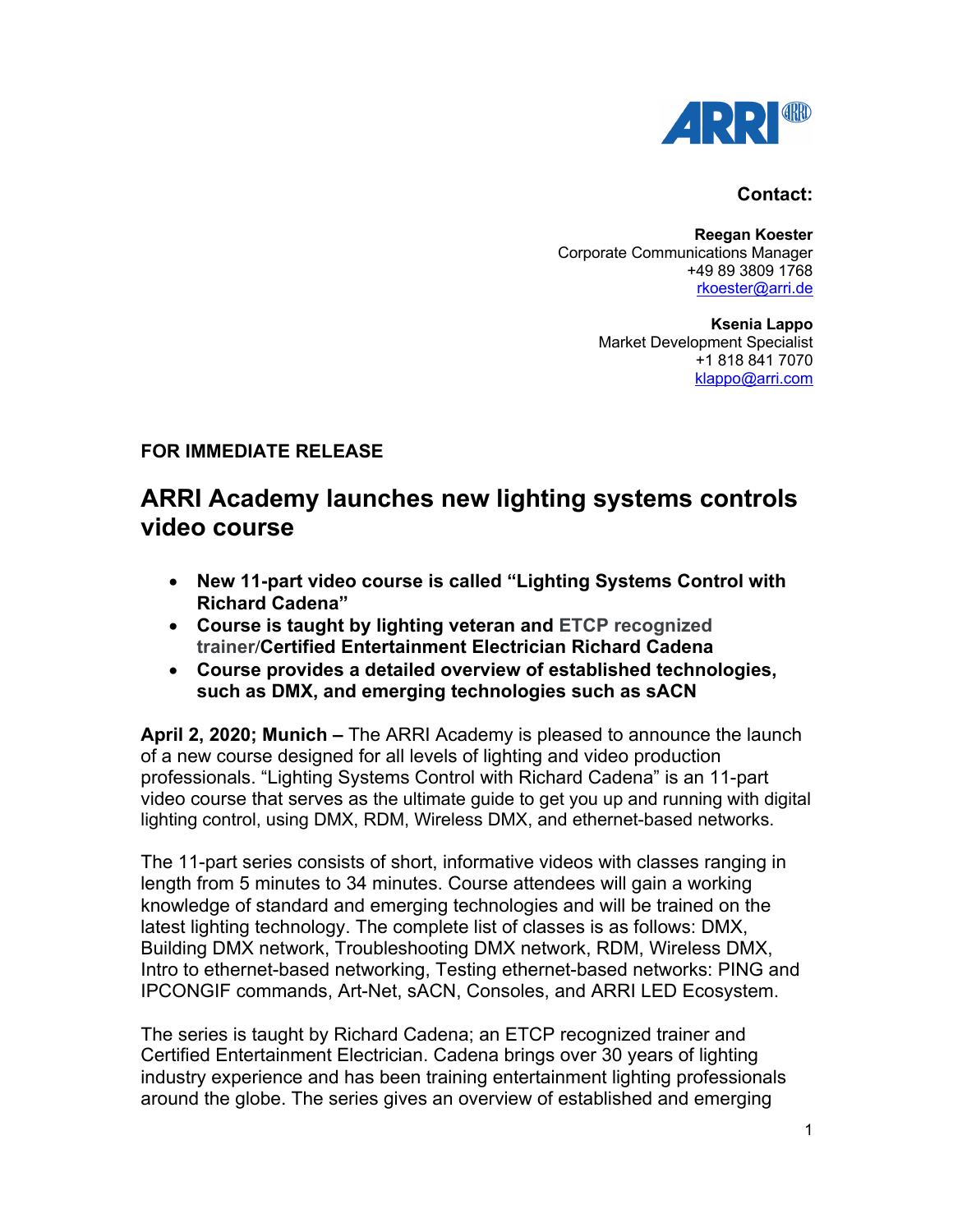**Contact:**

**Reegan Koester**
Corporate Communications Manager
+49 89 3809 1768
rkoester@arri.de

**Ksenia Lappo**
Market Development Specialist
+1 818 841 7070
klappo@arri.com

**FOR IMMEDIATE RELEASE**

# ARRI Academy launches new lighting systems controls video course

- **New 11-part video course is called "Lighting Systems Control with Richard Cadena"**
- **Course is taught by lighting veteran and ETCP recognized trainer/Certified Entertainment Electrician Richard Cadena**
- **Course provides a detailed overview of established technologies, such as DMX, and emerging technologies such as sACN**

**April 2, 2020; Munich –** The ARRI Academy is pleased to announce the launch of a new course designed for all levels of lighting and video production professionals. "Lighting Systems Control with Richard Cadena" is an 11-part video course that serves as the ultimate guide to get you up and running with digital lighting control, using DMX, RDM, Wireless DMX, and ethernet-based networks.

The 11-part series consists of short, informative videos with classes ranging in length from 5 minutes to 34 minutes. Course attendees will gain a working knowledge of standard and emerging technologies and will be trained on the latest lighting technology. The complete list of classes is as follows: DMX, Building DMX network, Troubleshooting DMX network, RDM, Wireless DMX, Intro to ethernet-based networking, Testing ethernet-based networks: PING and IPCONGIF commands, Art-Net, sACN, Consoles, and ARRI LED Ecosystem.

The series is taught by Richard Cadena; an ETCP recognized trainer and Certified Entertainment Electrician. Cadena brings over 30 years of lighting industry experience and has been training entertainment lighting professionals around the globe. The series gives an overview of established and emerging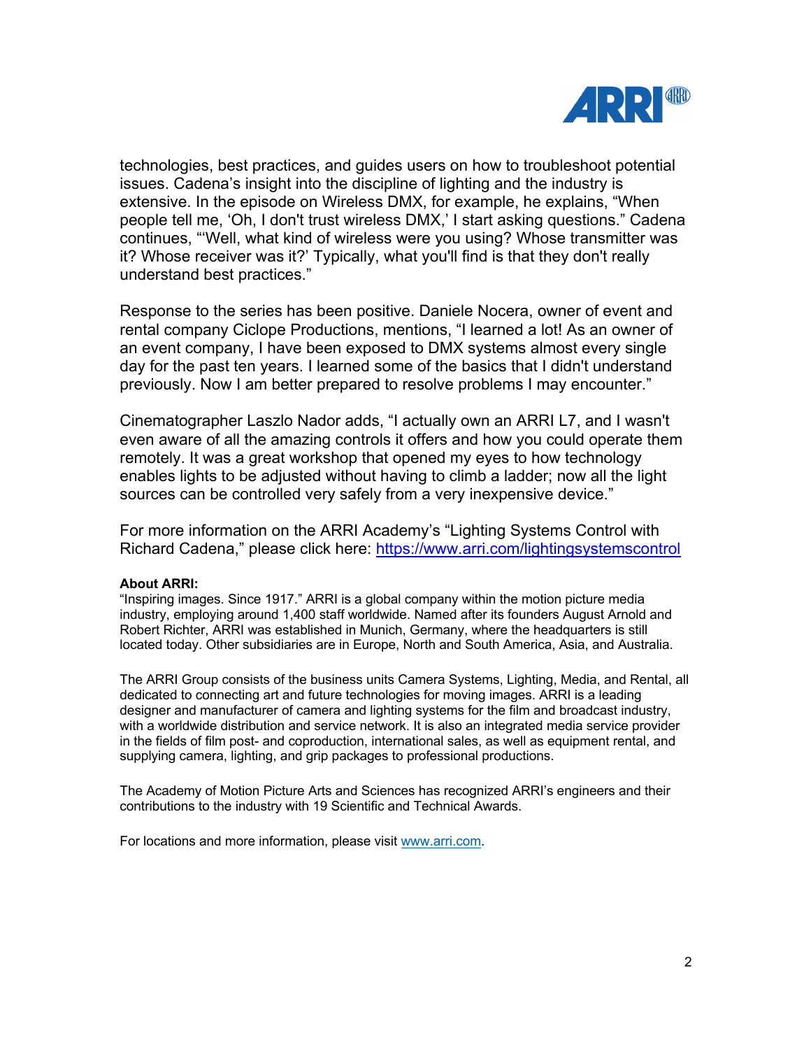technologies, best practices, and guides users on how to troubleshoot potential issues. Cadena's insight into the discipline of lighting and the industry is extensive. In the episode on Wireless DMX, for example, he explains, "When people tell me, 'Oh, I don't trust wireless DMX,' I start asking questions." Cadena continues, "'Well, what kind of wireless were you using? Whose transmitter was it? Whose receiver was it?' Typically, what you'll find is that they don't really understand best practices."

Response to the series has been positive. Daniele Nocera, owner of event and rental company Ciclope Productions, mentions, "I learned a lot! As an owner of an event company, I have been exposed to DMX systems almost every single day for the past ten years. I learned some of the basics that I didn't understand previously. Now I am better prepared to resolve problems I may encounter."

Cinematographer Laszlo Nador adds, "I actually own an ARRI L7, and I wasn't even aware of all the amazing controls it offers and how you could operate them remotely. It was a great workshop that opened my eyes to how technology enables lights to be adjusted without having to climb a ladder; now all the light sources can be controlled very safely from a very inexpensive device."

For more information on the ARRI Academy's "Lighting Systems Control with Richard Cadena," please click here: https://www.arri.com/lightingsystemscontrol

**About ARRI:**

"Inspiring images. Since 1917." ARRI is a global company within the motion picture media industry, employing around 1,400 staff worldwide. Named after its founders August Arnold and Robert Richter, ARRI was established in Munich, Germany, where the headquarters is still located today. Other subsidiaries are in Europe, North and South America, Asia, and Australia.

The ARRI Group consists of the business units Camera Systems, Lighting, Media, and Rental, all dedicated to connecting art and future technologies for moving images. ARRI is a leading designer and manufacturer of camera and lighting systems for the film and broadcast industry, with a worldwide distribution and service network. It is also an integrated media service provider in the fields of film post- and coproduction, international sales, as well as equipment rental, and supplying camera, lighting, and grip packages to professional productions.

The Academy of Motion Picture Arts and Sciences has recognized ARRI's engineers and their contributions to the industry with 19 Scientific and Technical Awards.

For locations and more information, please visit www.arri.com.